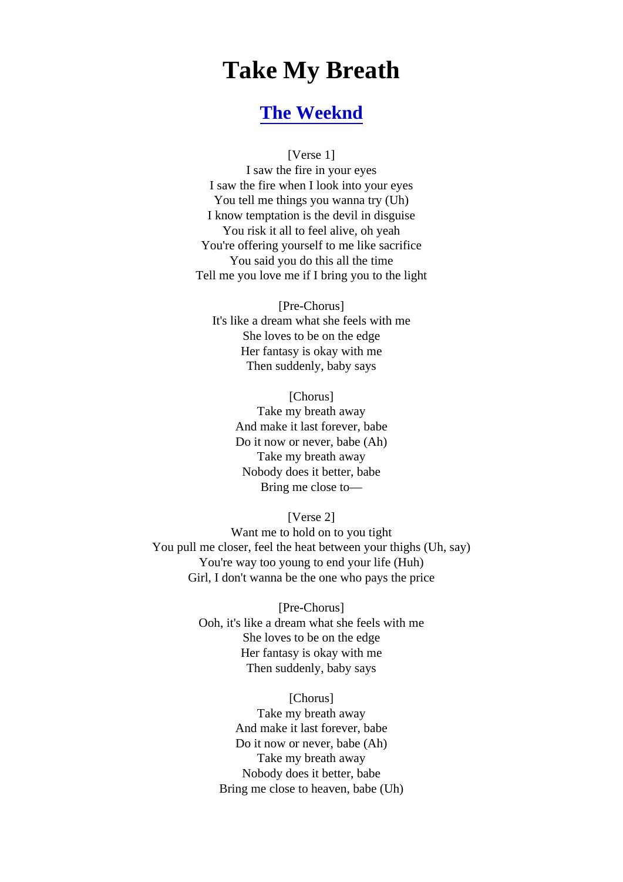## Take My Breath

## [The Weeknd](https://www.jetlyrics.net/search.html?q=The+Weeknd)

## [Verse 1]

I saw the fire in your eyes I saw the fire when I look into your eyes You tell me things you wanna try (Uh) I know temptation is the devil in disguise You risk it all to feel alive, oh yeah You're offering yourself to me like sacrifice You said you do this all the time Tell me you love me if I bring you to the light

[Pre-Chorus] It's like a dream what she feels with me She loves to be on the edge Her fantasy is okay with me Then suddenly, baby says

> [Chorus] Take my breath away And make it last forever, babe Do it now or never, babe (Ah) Take my breath away Nobody does it better, babe Bring me close to—

> > [Verse 2]

Want me to hold on to you tight You pull me closer, feel the heat between your thighs (Uh, say) You're way too young to end your life (Huh) Girl, I don't wanna be the one who pays the price

> [Pre-Chorus] Ooh, it's like a dream what she feels with me She loves to be on the edge Her fantasy is okay with me Then suddenly, baby says

[Chorus] Take my breath away And make it last forever, babe Do it now or never, babe (Ah) Take my breath away Nobody does it better, babe Bring me close to heaven, babe (Uh)